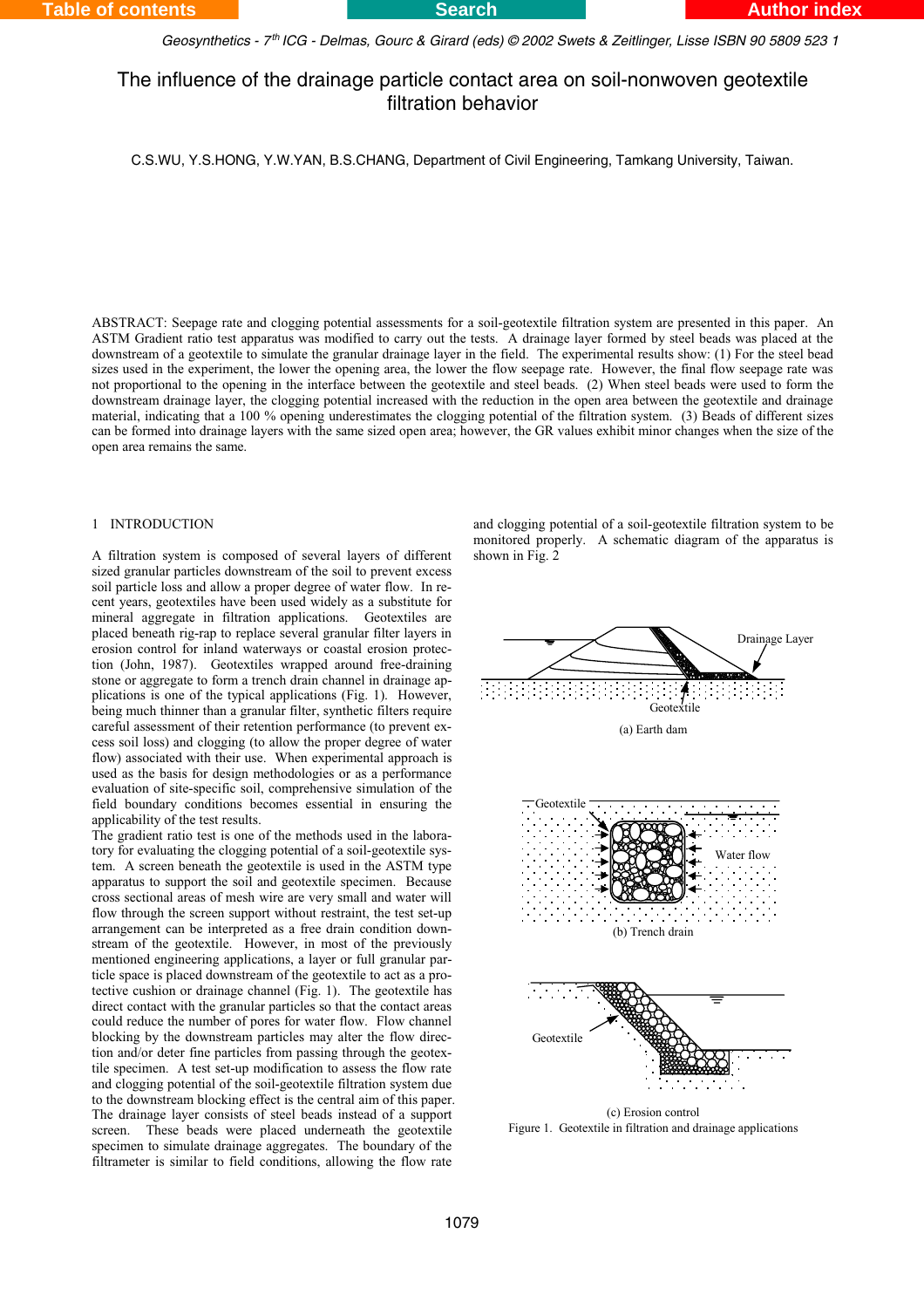# The influence of the drainage particle contact area on soil-nonwoven geotextile filtration behavior

C.S.WU, Y.S.HONG, Y.W.YAN, B.S.CHANG, Department of Civil Engineering, Tamkang University, Taiwan.

ABSTRACT: Seepage rate and clogging potential assessments for a soil-geotextile filtration system are presented in this paper. An ASTM Gradient ratio test apparatus was modified to carry out the tests. A drainage layer formed by steel beads was placed at the downstream of a geotextile to simulate the granular drainage layer in the field. The experimental results show: (1) For the steel bead sizes used in the experiment, the lower the opening area, the lower the flow seepage rate. However, the final flow seepage rate was not proportional to the opening in the interface between the geotextile and steel beads. (2) When steel beads were used to form the downstream drainage layer, the clogging potential increased with the reduction in the open area between the geotextile and drainage material, indicating that a 100 % opening underestimates the clogging potential of the filtration system. (3) Beads of different sizes can be formed into drainage layers with the same sized open area; however, the GR values exhibit minor changes when the size of the open area remains the same.

## 1 INTRODUCTION

A filtration system is composed of several layers of different sized granular particles downstream of the soil to prevent excess soil particle loss and allow a proper degree of water flow. In recent years, geotextiles have been used widely as a substitute for mineral aggregate in filtration applications. Geotextiles are placed beneath rig-rap to replace several granular filter layers in erosion control for inland waterways or coastal erosion protection (John, 1987). Geotextiles wrapped around free-draining stone or aggregate to form a trench drain channel in drainage applications is one of the typical applications (Fig. 1). However, being much thinner than a granular filter, synthetic filters require careful assessment of their retention performance (to prevent excess soil loss) and clogging (to allow the proper degree of water flow) associated with their use. When experimental approach is used as the basis for design methodologies or as a performance evaluation of site-specific soil, comprehensive simulation of the field boundary conditions becomes essential in ensuring the applicability of the test results.

The gradient ratio test is one of the methods used in the laboratory for evaluating the clogging potential of a soil-geotextile system. A screen beneath the geotextile is used in the ASTM type apparatus to support the soil and geotextile specimen. Because cross sectional areas of mesh wire are very small and water will flow through the screen support without restraint, the test set-up arrangement can be interpreted as a free drain condition downstream of the geotextile. However, in most of the previously mentioned engineering applications, a layer or full granular particle space is placed downstream of the geotextile to act as a protective cushion or drainage channel (Fig. 1). The geotextile has direct contact with the granular particles so that the contact areas could reduce the number of pores for water flow. Flow channel blocking by the downstream particles may alter the flow direction and/or deter fine particles from passing through the geotextile specimen. A test set-up modification to assess the flow rate and clogging potential of the soil-geotextile filtration system due to the downstream blocking effect is the central aim of this paper. The drainage layer consists of steel beads instead of a support screen. These beads were placed underneath the geotextile specimen to simulate drainage aggregates. The boundary of the filtrameter is similar to field conditions, allowing the flow rate and clogging potential of a soil-geotextile filtration system to be monitored properly. A schematic diagram of the apparatus is shown in Fig. 2

(a) Earth dam

(b) Trench drain

(c) Erosion control

Figure 1. Geotextile in filtration and drainage applications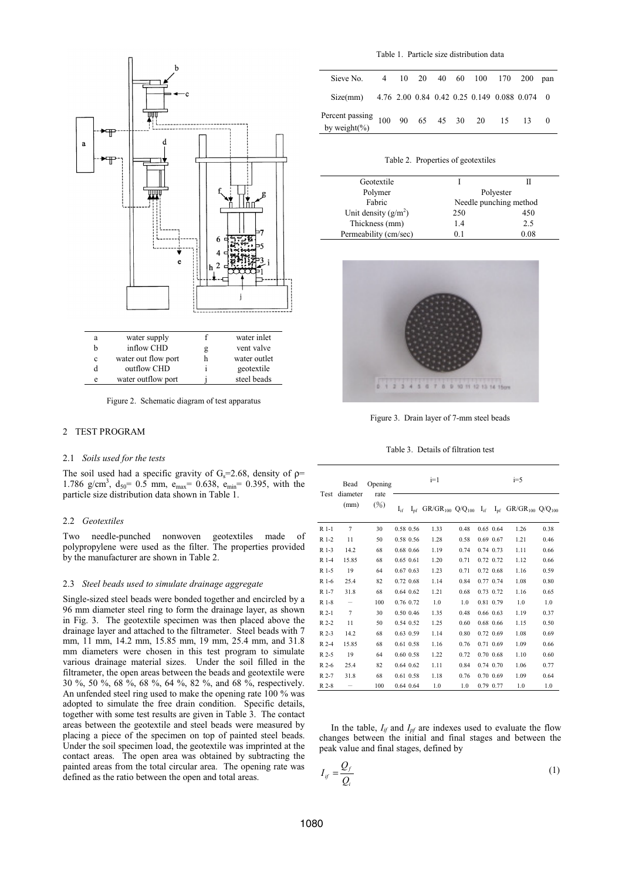| a | water supply | f | water inlet |
|---|---|---|---|
| b | inflow CHD | g | vent valve |
| c | water out flow port | h | water outlet |
| d | outflow CHD | i | geotextile |
| e | water outflow port | j | steel beads |

Figure 2. Schematic diagram of test apparatus

## 2 TEST PROGRAM

### 2.1 *Soils used for the tests*

The soil used had a specific gravity of $G_s$=2.68, density of $\rho$= 1.786 g/cm$^3$, $d_{50}$= 0.5 mm, $e_{max}$= 0.638, $e_{min}$= 0.395, with the particle size distribution data shown in Table 1.

### 2.2 *Geotextiles*

Two needle-punched nonwoven geotextiles made of polypropylene were used as the filter. The properties provided by the manufacturer are shown in Table 2.

### 2.3 *Steel beads used to simulate drainage aggregate*

Single-sized steel beads were bonded together and encircled by a 96 mm diameter steel ring to form the drainage layer, as shown in Fig. 3. The geotextile specimen was then placed above the drainage layer and attached to the filtrameter. Steel beads with 7 mm, 11 mm, 14.2 mm, 15.85 mm, 19 mm, 25.4 mm, and 31.8 mm diameters were chosen in this test program to simulate various drainage material sizes. Under the soil filled in the filtrameter, the open areas between the beads and geotextile were 30 %, 50 %, 68 %, 68 %, 64 %, 82 %, and 68 %, respectively. An unfended steel ring used to make the opening rate 100 % was adopted to simulate the free drain condition. Specific details, together with some test results are given in Table 3. The contact areas between the geotextile and steel beads were measured by placing a piece of the specimen on top of painted steel beads. Under the soil specimen load, the geotextile was imprinted at the contact areas. The open area was obtained by subtracting the painted areas from the total circular area. The opening rate was defined as the ratio between the open and total areas.

Table 1. Particle size distribution data

| Sieve No. | 4 | 10 | 20 | 40 | 60 | 100 | 170 | 200 | pan |
|---|---|---|---|---|---|---|---|---|---|
| Size(mm) | 4.76 | 2.00 | 0.84 | 0.42 | 0.25 | 0.149 | 0.088 | 0.074 | 0 |
| Percent passing by weight(%) | 100 | 90 | 65 | 45 | 30 | 20 | 15 | 13 | 0 |

Table 2. Properties of geotextiles

| Geotextile | I | II |
|---|---|---|
| Polymer | Polyester | |
| Fabric | Needle punching method | |
| Unit density (g/m$^2$) | 250 | 450 |
| Thickness (mm) | 1.4 | 2.5 |
| Permeability (cm/sec) | 0.1 | 0.08 |

Figure 3. Drain layer of 7-mm steel beads

Table 3. Details of filtration test

| Test | Bead diameter (mm) | Opening rate (%) | i=1 | | | | i=5 | | | |
|---|---|---|---|---|---|---|---|---|---|---|
| | | | $I_{if}$ | $I_{pf}$ | $GR/GR_{100}$ | $Q/Q_{100}$ | $I_{if}$ | $I_{pf}$ | $GR/GR_{100}$ | $Q/Q_{100}$ |
| R 1-1 | 7 | 30 | 0.58 | 0.56 | 1.33 | 0.48 | 0.65 | 0.64 | 1.26 | 0.38 |
| R 1-2 | 11 | 50 | 0.58 | 0.56 | 1.28 | 0.58 | 0.69 | 0.67 | 1.21 | 0.46 |
| R 1-3 | 14.2 | 68 | 0.68 | 0.66 | 1.19 | 0.74 | 0.74 | 0.73 | 1.11 | 0.66 |
| R 1-4 | 15.85 | 68 | 0.65 | 0.61 | 1.20 | 0.71 | 0.72 | 0.72 | 1.12 | 0.66 |
| R 1-5 | 19 | 64 | 0.67 | 0.63 | 1.23 | 0.71 | 0.72 | 0.68 | 1.16 | 0.59 |
| R 1-6 | 25.4 | 82 | 0.72 | 0.68 | 1.14 | 0.84 | 0.77 | 0.74 | 1.08 | 0.80 |
| R 1-7 | 31.8 | 68 | 0.64 | 0.62 | 1.21 | 0.68 | 0.73 | 0.72 | 1.16 | 0.65 |
| R 1-8 | – | 100 | 0.76 | 0.72 | 1.0 | 1.0 | 0.81 | 0.79 | 1.0 | 1.0 |
| R 2-1 | 7 | 30 | 0.50 | 0.46 | 1.35 | 0.48 | 0.66 | 0.63 | 1.19 | 0.37 |
| R 2-2 | 11 | 50 | 0.54 | 0.52 | 1.25 | 0.60 | 0.68 | 0.66 | 1.15 | 0.50 |
| R 2-3 | 14.2 | 68 | 0.63 | 0.59 | 1.14 | 0.80 | 0.72 | 0.69 | 1.08 | 0.69 |
| R 2-4 | 15.85 | 68 | 0.61 | 0.58 | 1.16 | 0.76 | 0.71 | 0.69 | 1.09 | 0.66 |
| R 2-5 | 19 | 64 | 0.60 | 0.58 | 1.22 | 0.72 | 0.70 | 0.68 | 1.10 | 0.60 |
| R 2-6 | 25.4 | 82 | 0.64 | 0.62 | 1.11 | 0.84 | 0.74 | 0.70 | 1.06 | 0.77 |
| R 2-7 | 31.8 | 68 | 0.61 | 0.58 | 1.18 | 0.76 | 0.70 | 0.69 | 1.09 | 0.64 |
| R 2-8 | – | 100 | 0.64 | 0.64 | 1.0 | 1.0 | 0.79 | 0.77 | 1.0 | 1.0 |

In the table, $I_{if}$ and $I_{pf}$ are indexes used to evaluate the flow changes between the initial and final stages and between the peak value and final stages, defined by

$$I_{if} = \frac{Q_f}{Q_i} \tag{1}$$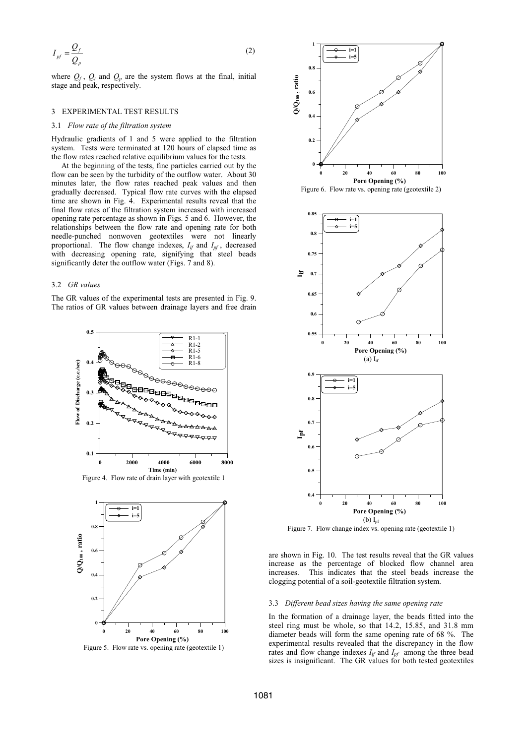$$I_{pf} = \frac{Q_f}{Q_p} \tag{2}$$

where $Q_f$, $Q_i$ and $Q_p$ are the system flows at the final, initial stage and peak, respectively.

## 3 EXPERIMENTAL TEST RESULTS

### 3.1 *Flow rate of the filtration system*

Hydraulic gradients of 1 and 5 were applied to the filtration system. Tests were terminated at 120 hours of elapsed time as the flow rates reached relative equilibrium values for the tests.

At the beginning of the tests, fine particles carried out by the flow can be seen by the turbidity of the outflow water. About 30 minutes later, the flow rates reached peak values and then gradually decreased. Typical flow rate curves with the elapsed time are shown in Fig. 4. Experimental results reveal that the final flow rates of the filtration system increased with increased opening rate percentage as shown in Figs. 5 and 6. However, the relationships between the flow rate and opening rate for both needle-punched nonwoven geotextiles were not linearly proportional. The flow change indexes, $I_{if}$ and $I_{pf}$, decreased with decreasing opening rate, signifying that steel beads significantly deter the outflow water (Figs. 7 and 8).

### 3.2 *GR values*

The GR values of the experimental tests are presented in Fig. 9. The ratios of GR values between drainage layers and free drain are shown in Fig. 10. The test results reveal that the GR values increase as the percentage of blocked flow channel area increases. This indicates that the steel beads increase the clogging potential of a soil-geotextile filtration system.

Figure 4. Flow rate of drain layer with geotextile 1

Figure 5. Flow rate vs. opening rate (geotextile 1)

Figure 6. Flow rate vs. opening rate (geotextile 2)

(a) $I_{if}$

(b) $I_{pf}$

Figure 7. Flow change index vs. opening rate (geotextile 1)

### 3.3 *Different bead sizes having the same opening rate*

In the formation of a drainage layer, the beads fitted into the steel ring must be whole, so that 14.2, 15.85, and 31.8 mm diameter beads will form the same opening rate of 68 %. The experimental results revealed that the discrepancy in the flow rates and flow change indexes $I_{if}$ and $I_{pf}$ among the three bead sizes is insignificant. The GR values for both tested geotextiles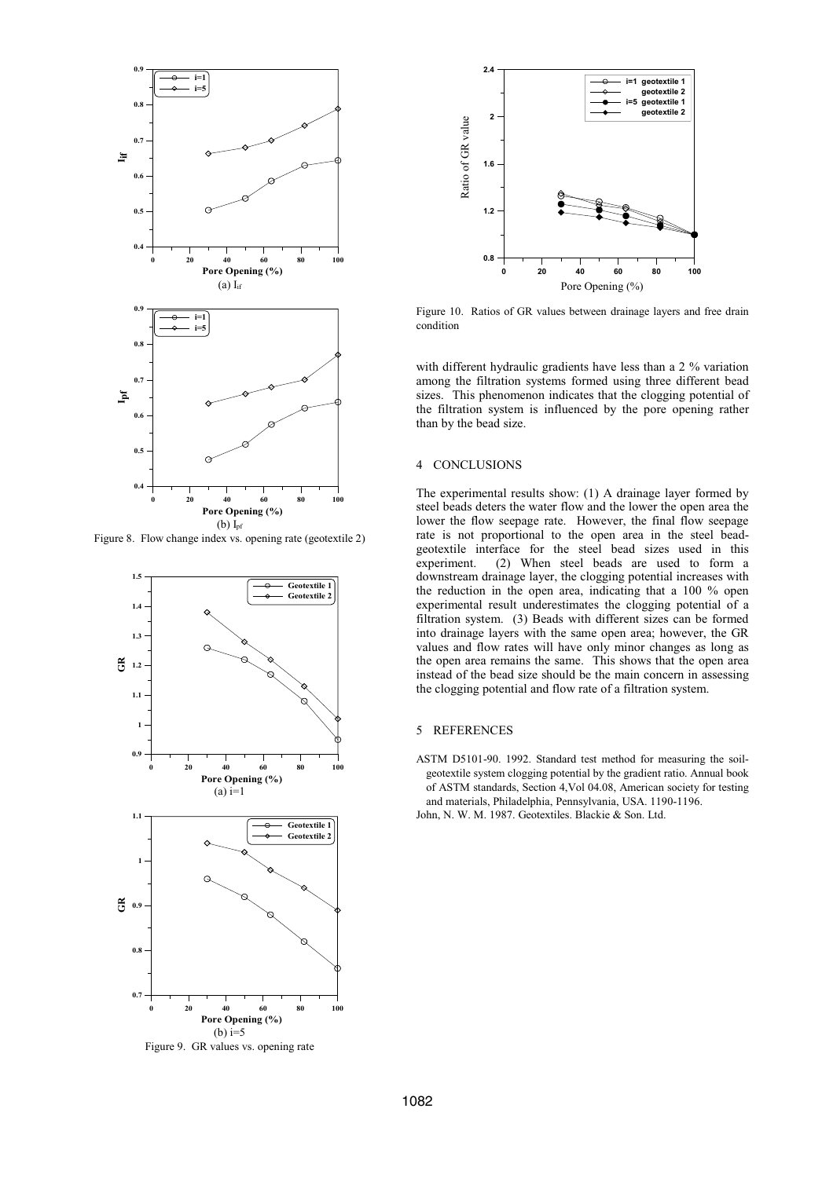0.9
0.8
0.7
0.6
0.5
0.4
0 20 40 60 80 100
i=1
i=5
$I_{if}$
Pore Opening (%)

(a) $I_{if}$

0.9
0.8
0.7
0.6
0.5
0.4
0 20 40 60 80 100
i=1
i=5
$I_{pf}$
Pore Opening (%)

(b) $I_{pf}$

Figure 8. Flow change index vs. opening rate (geotextile 2)

1.5
1.4
1.3
1.2
1.1
1
0.9
0 20 40 60 80 100
Geotextile 1
Geotextile 2
GR
Pore Opening (%)

(a) i=1

1.1
1
0.9
0.8
0.7
0 20 40 60 80 100
Geotextile 1
Geotextile 2
GR
Pore Opening (%)

(b) i=5

Figure 9. GR values vs. opening rate

2.4
2
1.6
1.2
0.8
0 20 40 60 80 100
i=1 geotextile 1
geotextile 2
i=5 geotextile 1
geotextile 2
Ratio of GR value
Pore Opening (%)

Figure 10. Ratios of GR values between drainage layers and free drain condition

with different hydraulic gradients have less than a 2 % variation among the filtration systems formed using three different bead sizes. This phenomenon indicates that the clogging potential of the filtration system is influenced by the pore opening rather than by the bead size.

## 4 CONCLUSIONS

The experimental results show: (1) A drainage layer formed by steel beads deters the water flow and the lower the open area the lower the flow seepage rate. However, the final flow seepage rate is not proportional to the open area in the steel bead-geotextile interface for the steel bead sizes used in this experiment. (2) When steel beads are used to form a downstream drainage layer, the clogging potential increases with the reduction in the open area, indicating that a 100 % open experimental result underestimates the clogging potential of a filtration system. (3) Beads with different sizes can be formed into drainage layers with the same open area; however, the GR values and flow rates will have only minor changes as long as the open area remains the same. This shows that the open area instead of the bead size should be the main concern in assessing the clogging potential and flow rate of a filtration system.

## 5 REFERENCES

ASTM D5101-90. 1992. Standard test method for measuring the soil-geotextile system clogging potential by the gradient ratio. Annual book of ASTM standards, Section 4,Vol 04.08, American society for testing and materials, Philadelphia, Pennsylvania, USA. 1190-1196.

John, N. W. M. 1987. Geotextiles. Blackie & Son. Ltd.